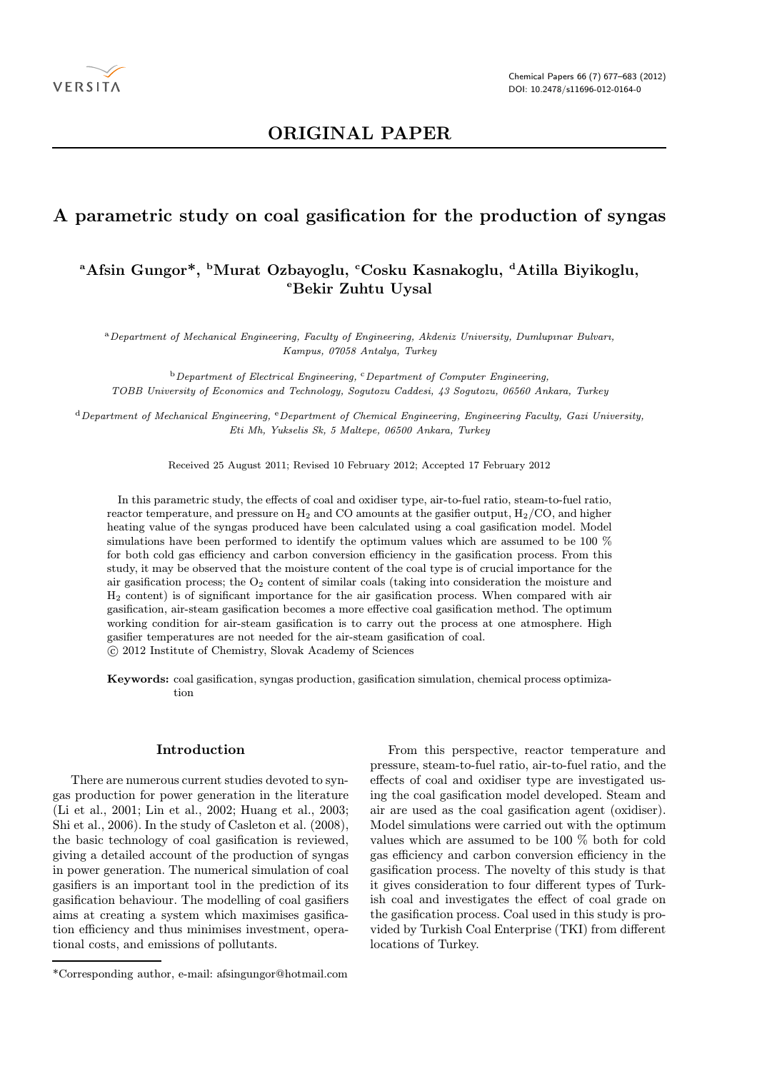ORIGINAL PAPER

# A parametric study on coal gasification for the production of syngas

**[a]Afsin Gungor*, [b]Murat Ozbayoglu, [c]Cosku Kasnakoglu, [d]Atilla Biyikoglu, [e]Bekir Zuhtu Uysal**

[a]*Department of Mechanical Engineering, Faculty of Engineering, Akdeniz University, Dumlupınar Bulvarı, Kampus, 07058 Antalya, Turkey*

[b]*Department of Electrical Engineering,* [c]*Department of Computer Engineering, TOBB University of Economics and Technology, Sogutozu Caddesi, 43 Sogutozu, 06560 Ankara, Turkey*

[d]*Department of Mechanical Engineering,* [e]*Department of Chemical Engineering, Engineering Faculty, Gazi University, Eti Mh, Yukselis Sk, 5 Maltepe, 06500 Ankara, Turkey*

Received 25 August 2011; Revised 10 February 2012; Accepted 17 February 2012

In this parametric study, the effects of coal and oxidiser type, air-to-fuel ratio, steam-to-fuel ratio, reactor temperature, and pressure on $H_2$ and CO amounts at the gasifier output, $H_2$/CO, and higher heating value of the syngas produced have been calculated using a coal gasification model. Model simulations have been performed to identify the optimum values which are assumed to be 100 % for both cold gas efficiency and carbon conversion efficiency in the gasification process. From this study, it may be observed that the moisture content of the coal type is of crucial importance for the air gasification process; the $O_2$ content of similar coals (taking into consideration the moisture and $H_2$ content) is of significant importance for the air gasification process. When compared with air gasification, air-steam gasification becomes a more effective coal gasification method. The optimum working condition for air-steam gasification is to carry out the process at one atmosphere. High gasifier temperatures are not needed for the air-steam gasification of coal.

© 2012 Institute of Chemistry, Slovak Academy of Sciences

**Keywords:** coal gasification, syngas production, gasification simulation, chemical process optimization

## Introduction

There are numerous current studies devoted to syngas production for power generation in the literature (Li et al., 2001; Lin et al., 2002; Huang et al., 2003; Shi et al., 2006). In the study of Casleton et al. (2008), the basic technology of coal gasification is reviewed, giving a detailed account of the production of syngas in power generation. The numerical simulation of coal gasifiers is an important tool in the prediction of its gasification behaviour. The modelling of coal gasifiers aims at creating a system which maximises gasification efficiency and thus minimises investment, operational costs, and emissions of pollutants.

From this perspective, reactor temperature and pressure, steam-to-fuel ratio, air-to-fuel ratio, and the effects of coal and oxidiser type are investigated using the coal gasification model developed. Steam and air are used as the coal gasification agent (oxidiser). Model simulations were carried out with the optimum values which are assumed to be 100 % both for cold gas efficiency and carbon conversion efficiency in the gasification process. The novelty of this study is that it gives consideration to four different types of Turkish coal and investigates the effect of coal grade on the gasification process. Coal used in this study is provided by Turkish Coal Enterprise (TKI) from different locations of Turkey.

*Corresponding author, e-mail: afsingungor@hotmail.com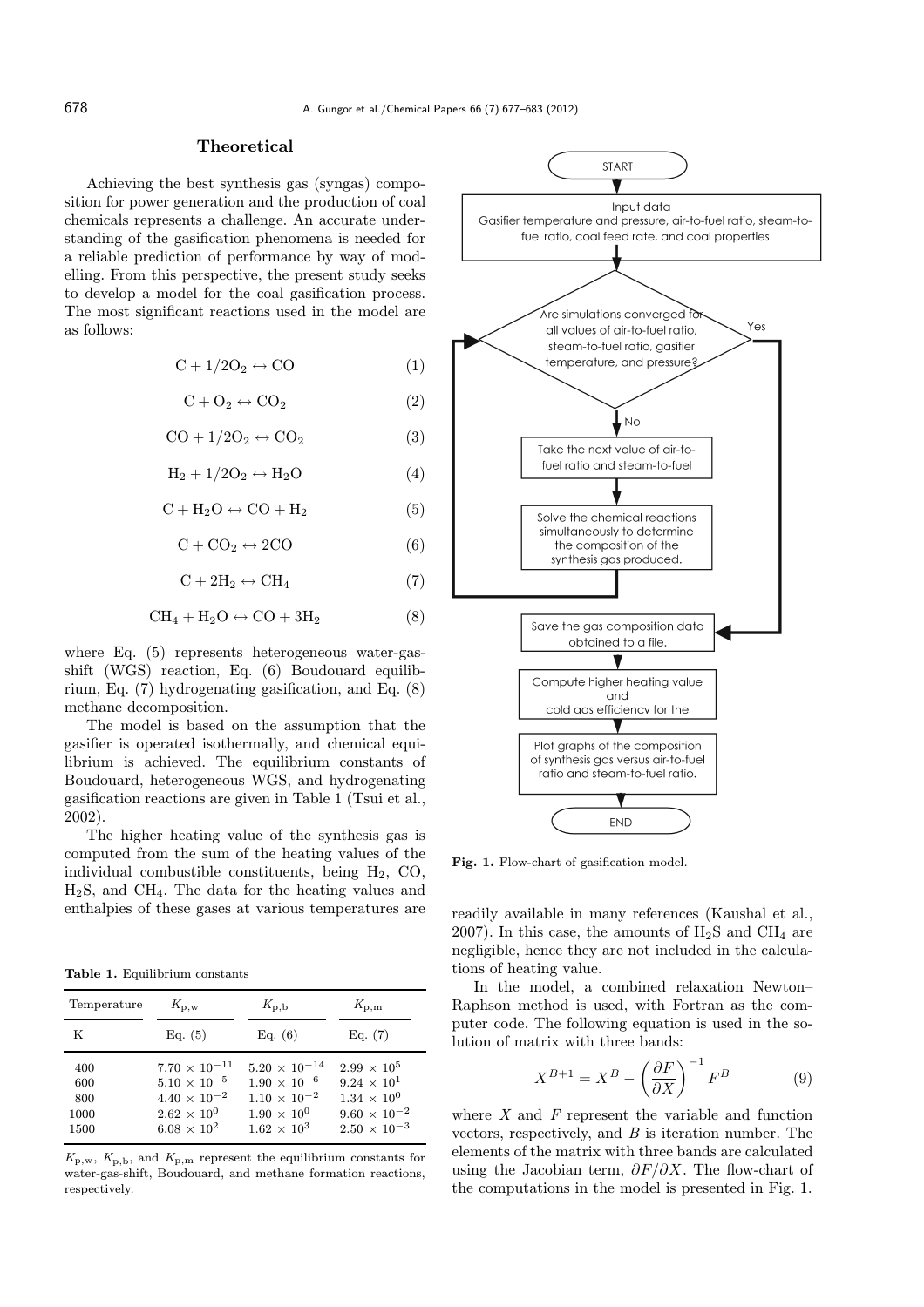## Theoretical

Achieving the best synthesis gas (syngas) composition for power generation and the production of coal chemicals represents a challenge. An accurate understanding of the gasification phenomena is needed for a reliable prediction of performance by way of modelling. From this perspective, the present study seeks to develop a model for the coal gasification process. The most significant reactions used in the model are as follows:

$$C + 1/2O_2 \leftrightarrow CO \tag{1}$$

$$C + O_2 \leftrightarrow CO_2 \tag{2}$$

$$CO + 1/2O_2 \leftrightarrow CO_2 \tag{3}$$

$$H_2 + 1/2O_2 \leftrightarrow H_2O \tag{4}$$

$$C + H_2O \leftrightarrow CO + H_2 \tag{5}$$

$$C + CO_2 \leftrightarrow 2CO \tag{6}$$

$$C + 2H_2 \leftrightarrow CH_4 \tag{7}$$

$$CH_4 + H_2O \leftrightarrow CO + 3H_2 \tag{8}$$

where Eq. (5) represents heterogeneous water-gas-shift (WGS) reaction, Eq. (6) Boudouard equilibrium, Eq. (7) hydrogenating gasification, and Eq. (8) methane decomposition.

The model is based on the assumption that the gasifier is operated isothermally, and chemical equilibrium is achieved. The equilibrium constants of Boudouard, heterogeneous WGS, and hydrogenating gasification reactions are given in Table 1 (Tsui et al., 2002).

The higher heating value of the synthesis gas is computed from the sum of the heating values of the individual combustible constituents, being $H_2$, CO, $H_2S$, and $CH_4$. The data for the heating values and enthalpies of these gases at various temperatures are readily available in many references (Kaushal et al., 2007). In this case, the amounts of $H_2S$ and $CH_4$ are negligible, hence they are not included in the calculations of heating value.

**Table 1.** Equilibrium constants

| Temperature | $K_{p,w}$ | $K_{p,b}$ | $K_{p,m}$ |
|---|---|---|---|
| K | Eq. (5) | Eq. (6) | Eq. (7) |
| 400 | $7.70 \times 10^{-11}$ | $5.20 \times 10^{-14}$ | $2.99 \times 10^{5}$ |
| 600 | $5.10 \times 10^{-5}$ | $1.90 \times 10^{-6}$ | $9.24 \times 10^{1}$ |
| 800 | $4.40 \times 10^{-2}$ | $1.10 \times 10^{-2}$ | $1.34 \times 10^{0}$ |
| 1000 | $2.62 \times 10^{0}$ | $1.90 \times 10^{0}$ | $9.60 \times 10^{-2}$ |
| 1500 | $6.08 \times 10^{2}$ | $1.62 \times 10^{3}$ | $2.50 \times 10^{-3}$ |

$K_{p,w}$, $K_{p,b}$, and $K_{p,m}$ represent the equilibrium constants for water-gas-shift, Boudouard, and methane formation reactions, respectively.

In the model, a combined relaxation Newton–Raphson method is used, with Fortran as the computer code. The following equation is used in the solution of matrix with three bands:

$$X^{B+1} = X^{B} - \left(\frac{\partial F}{\partial X}\right)^{-1} F^{B} \tag{9}$$

where $X$ and $F$ represent the variable and function vectors, respectively, and $B$ is iteration number. The elements of the matrix with three bands are calculated using the Jacobian term, $\partial F/\partial X$. The flow-chart of the computations in the model is presented in Fig. 1.

START → Input data: Gasifier temperature and pressure, air-to-fuel ratio, steam-to-fuel ratio, coal feed rate, and coal properties → Are simulations converged for all values of air-to-fuel ratio, steam-to-fuel ratio, gasifier temperature, and pressure? → No: Take the next value of air-to-fuel ratio and steam-to-fuel → Solve the chemical reactions simultaneously to determine the composition of the synthesis gas produced. → (return to decision) / Yes: Save the gas composition data obtained to a file. → Compute higher heating value and cold gas efficiency for the → Plot graphs of the composition of synthesis gas versus air-to-fuel ratio and steam-to-fuel ratio. → END

**Fig. 1.** Flow-chart of gasification model.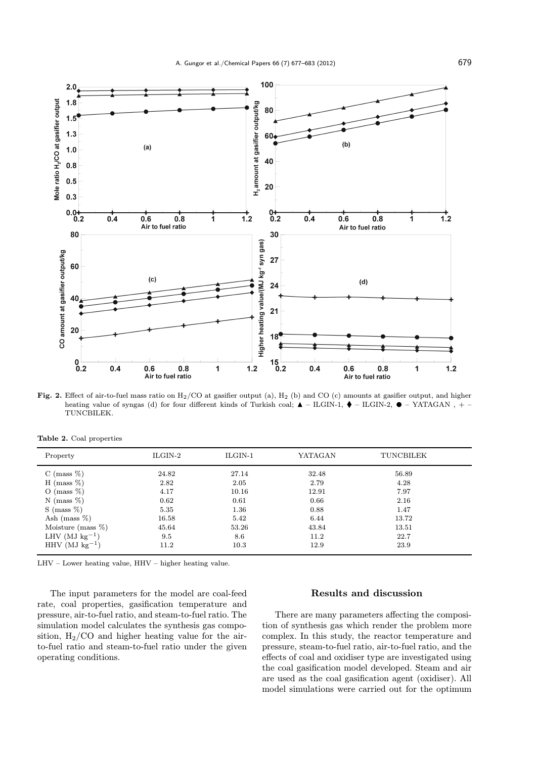**Fig. 2.** Effect of air-to-fuel mass ratio on $H_2/CO$ at gasifier output (a), $H_2$ (b) and CO (c) amounts at gasifier output, and higher heating value of syngas (d) for four different kinds of Turkish coal; ▲ – ILGIN-1, ◆ – ILGIN-2, ● – YATAGAN , + – TUNCBILEK.

**Table 2.** Coal properties

| Property | ILGIN-2 | ILGIN-1 | YATAGAN | TUNCBILEK |
|---|---|---|---|---|
| C (mass %) | 24.82 | 27.14 | 32.48 | 56.89 |
| H (mass %) | 2.82 | 2.05 | 2.79 | 4.28 |
| O (mass %) | 4.17 | 10.16 | 12.91 | 7.97 |
| N (mass %) | 0.62 | 0.61 | 0.66 | 2.16 |
| S (mass %) | 5.35 | 1.36 | 0.88 | 1.47 |
| Ash (mass %) | 16.58 | 5.42 | 6.44 | 13.72 |
| Moisture (mass %) | 45.64 | 53.26 | 43.84 | 13.51 |
| LHV (MJ $kg^{-1}$) | 9.5 | 8.6 | 11.2 | 22.7 |
| HHV (MJ $kg^{-1}$) | 11.2 | 10.3 | 12.9 | 23.9 |

LHV – Lower heating value, HHV – higher heating value.

The input parameters for the model are coal-feed rate, coal properties, gasification temperature and pressure, air-to-fuel ratio, and steam-to-fuel ratio. The simulation model calculates the synthesis gas composition, $H_2/CO$ and higher heating value for the air-to-fuel ratio and steam-to-fuel ratio under the given operating conditions.

## Results and discussion

There are many parameters affecting the composition of synthesis gas which render the problem more complex. In this study, the reactor temperature and pressure, steam-to-fuel ratio, air-to-fuel ratio, and the effects of coal and oxidiser type are investigated using the coal gasification model developed. Steam and air are used as the coal gasification agent (oxidiser). All model simulations were carried out for the optimum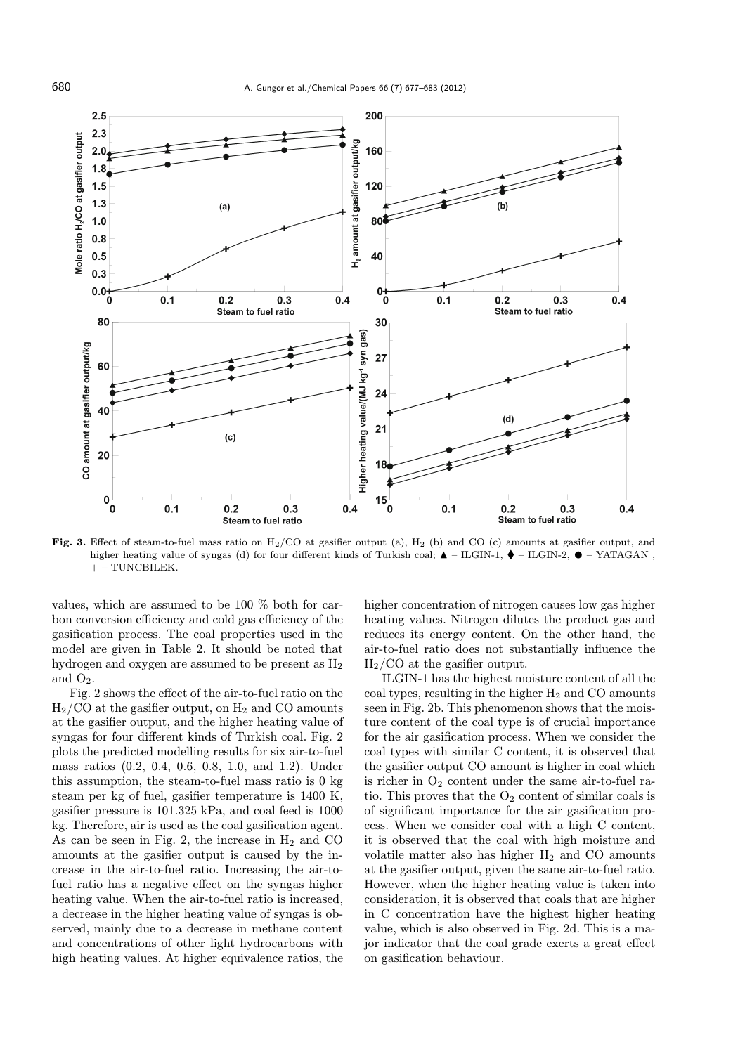**Fig. 3.** Effect of steam-to-fuel mass ratio on $H_2$/CO at gasifier output (a), $H_2$ (b) and CO (c) amounts at gasifier output, and higher heating value of syngas (d) for four different kinds of Turkish coal; ▲ – ILGIN-1, ◆ – ILGIN-2, ● – YATAGAN , + – TUNCBILEK.

values, which are assumed to be 100 % both for carbon conversion efficiency and cold gas efficiency of the gasification process. The coal properties used in the model are given in Table 2. It should be noted that hydrogen and oxygen are assumed to be present as $H_2$ and $O_2$.

Fig. 2 shows the effect of the air-to-fuel ratio on the $H_2$/CO at the gasifier output, on $H_2$ and CO amounts at the gasifier output, and the higher heating value of syngas for four different kinds of Turkish coal. Fig. 2 plots the predicted modelling results for six air-to-fuel mass ratios (0.2, 0.4, 0.6, 0.8, 1.0, and 1.2). Under this assumption, the steam-to-fuel mass ratio is 0 kg steam per kg of fuel, gasifier temperature is 1400 K, gasifier pressure is 101.325 kPa, and coal feed is 1000 kg. Therefore, air is used as the coal gasification agent. As can be seen in Fig. 2, the increase in $H_2$ and CO amounts at the gasifier output is caused by the increase in the air-to-fuel ratio. Increasing the air-to-fuel ratio has a negative effect on the syngas higher heating value. When the air-to-fuel ratio is increased, a decrease in the higher heating value of syngas is observed, mainly due to a decrease in methane content and concentrations of other light hydrocarbons with high heating values. At higher equivalence ratios, the higher concentration of nitrogen causes low gas higher heating values. Nitrogen dilutes the product gas and reduces its energy content. On the other hand, the air-to-fuel ratio does not substantially influence the $H_2$/CO at the gasifier output.

ILGIN-1 has the highest moisture content of all the coal types, resulting in the higher $H_2$ and CO amounts seen in Fig. 2b. This phenomenon shows that the moisture content of the coal type is of crucial importance for the air gasification process. When we consider the coal types with similar C content, it is observed that the gasifier output CO amount is higher in coal which is richer in $O_2$ content under the same air-to-fuel ratio. This proves that the $O_2$ content of similar coals is of significant importance for the air gasification process. When we consider coal with a high C content, it is observed that the coal with high moisture and volatile matter also has higher $H_2$ and CO amounts at the gasifier output, given the same air-to-fuel ratio. However, when the higher heating value is taken into consideration, it is observed that coals that are higher in C concentration have the highest higher heating value, which is also observed in Fig. 2d. This is a major indicator that the coal grade exerts a great effect on gasification behaviour.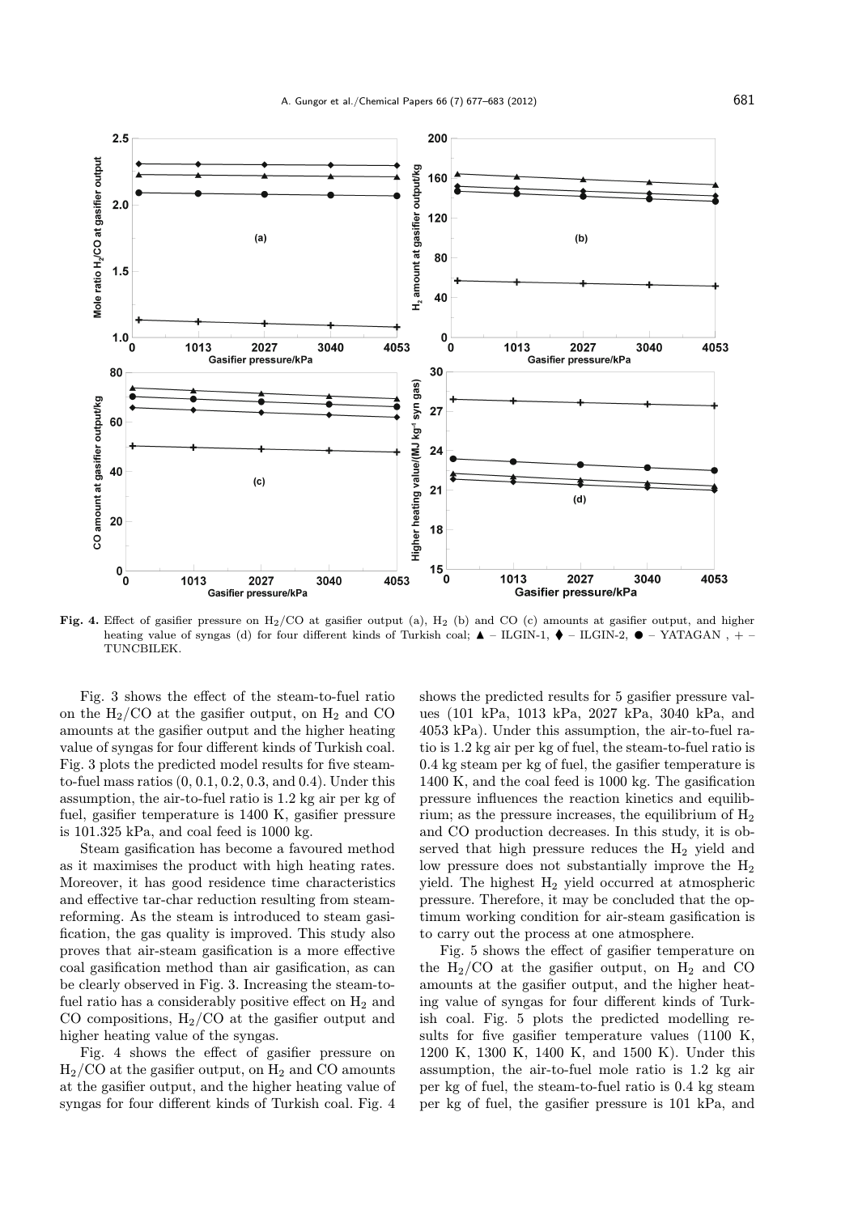**Fig. 4.** Effect of gasifier pressure on $H_2$/CO at gasifier output (a), $H_2$ (b) and CO (c) amounts at gasifier output, and higher heating value of syngas (d) for four different kinds of Turkish coal; ▲ – ILGIN-1, ♦ – ILGIN-2, ● – YATAGAN , + – TUNCBILEK.

Fig. 3 shows the effect of the steam-to-fuel ratio on the $H_2$/CO at the gasifier output, on $H_2$ and CO amounts at the gasifier output and the higher heating value of syngas for four different kinds of Turkish coal. Fig. 3 plots the predicted model results for five steam-to-fuel mass ratios (0, 0.1, 0.2, 0.3, and 0.4). Under this assumption, the air-to-fuel ratio is 1.2 kg air per kg of fuel, gasifier temperature is 1400 K, gasifier pressure is 101.325 kPa, and coal feed is 1000 kg.

Steam gasification has become a favoured method as it maximises the product with high heating rates. Moreover, it has good residence time characteristics and effective tar-char reduction resulting from steam-reforming. As the steam is introduced to steam gasification, the gas quality is improved. This study also proves that air-steam gasification is a more effective coal gasification method than air gasification, as can be clearly observed in Fig. 3. Increasing the steam-to-fuel ratio has a considerably positive effect on $H_2$ and CO compositions, $H_2$/CO at the gasifier output and higher heating value of the syngas.

Fig. 4 shows the effect of gasifier pressure on $H_2$/CO at the gasifier output, on $H_2$ and CO amounts at the gasifier output, and the higher heating value of syngas for four different kinds of Turkish coal. Fig. 4 shows the predicted results for 5 gasifier pressure values (101 kPa, 1013 kPa, 2027 kPa, 3040 kPa, and 4053 kPa). Under this assumption, the air-to-fuel ratio is 1.2 kg air per kg of fuel, the steam-to-fuel ratio is 0.4 kg steam per kg of fuel, the gasifier temperature is 1400 K, and the coal feed is 1000 kg. The gasification pressure influences the reaction kinetics and equilibrium; as the pressure increases, the equilibrium of $H_2$ and CO production decreases. In this study, it is observed that high pressure reduces the $H_2$ yield and low pressure does not substantially improve the $H_2$ yield. The highest $H_2$ yield occurred at atmospheric pressure. Therefore, it may be concluded that the optimum working condition for air-steam gasification is to carry out the process at one atmosphere.

Fig. 5 shows the effect of gasifier temperature on the $H_2$/CO at the gasifier output, on $H_2$ and CO amounts at the gasifier output, and the higher heating value of syngas for four different kinds of Turkish coal. Fig. 5 plots the predicted modelling results for five gasifier temperature values (1100 K, 1200 K, 1300 K, 1400 K, and 1500 K). Under this assumption, the air-to-fuel mole ratio is 1.2 kg air per kg of fuel, the steam-to-fuel ratio is 0.4 kg steam per kg of fuel, the gasifier pressure is 101 kPa, and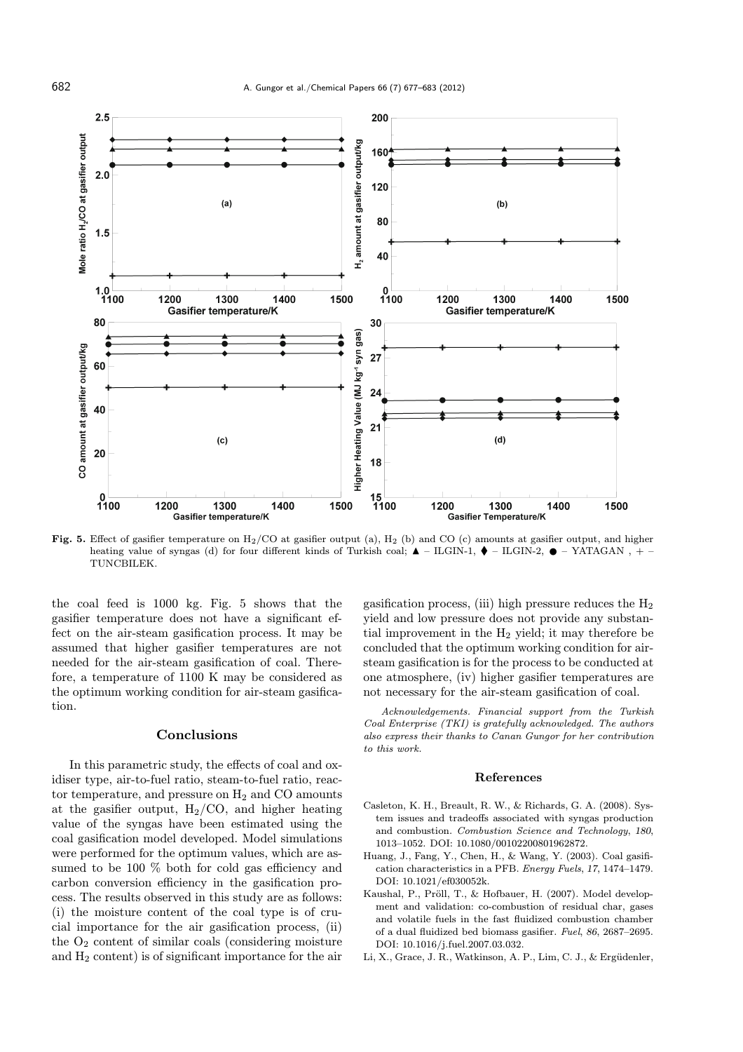**Fig. 5.** Effect of gasifier temperature on $H_2/CO$ at gasifier output (a), $H_2$ (b) and CO (c) amounts at gasifier output, and higher heating value of syngas (d) for four different kinds of Turkish coal; ▲ – ILGIN-1, ⧫ – ILGIN-2, ● – YATAGAN , + – TUNCBILEK.

the coal feed is 1000 kg. Fig. 5 shows that the gasifier temperature does not have a significant effect on the air-steam gasification process. It may be assumed that higher gasifier temperatures are not needed for the air-steam gasification of coal. Therefore, a temperature of 1100 K may be considered as the optimum working condition for air-steam gasification.

## Conclusions

In this parametric study, the effects of coal and oxidiser type, air-to-fuel ratio, steam-to-fuel ratio, reactor temperature, and pressure on $H_2$ and CO amounts at the gasifier output, $H_2/CO$, and higher heating value of the syngas have been estimated using the coal gasification model developed. Model simulations were performed for the optimum values, which are assumed to be 100 % both for cold gas efficiency and carbon conversion efficiency in the gasification process. The results observed in this study are as follows: (i) the moisture content of the coal type is of crucial importance for the air gasification process, (ii) the $O_2$ content of similar coals (considering moisture and $H_2$ content) is of significant importance for the air gasification process, (iii) high pressure reduces the $H_2$ yield and low pressure does not provide any substantial improvement in the $H_2$ yield; it may therefore be concluded that the optimum working condition for air-steam gasification is for the process to be conducted at one atmosphere, (iv) higher gasifier temperatures are not necessary for the air-steam gasification of coal.

*Acknowledgements.* *Financial support from the Turkish Coal Enterprise (TKI) is gratefully acknowledged. The authors also express their thanks to Canan Gungor for her contribution to this work.*

## References

Casleton, K. H., Breault, R. W., & Richards, G. A. (2008). System issues and tradeoffs associated with syngas production and combustion. *Combustion Science and Technology*, *180*, 1013–1052. DOI: 10.1080/00102200801962872.

Huang, J., Fang, Y., Chen, H., & Wang, Y. (2003). Coal gasification characteristics in a PFB. *Energy Fuels*, *17*, 1474–1479. DOI: 10.1021/ef030052k.

Kaushal, P., Pröll, T., & Hofbauer, H. (2007). Model development and validation: co-combustion of residual char, gases and volatile fuels in the fast fluidized combustion chamber of a dual fluidized bed biomass gasifier. *Fuel*, *86*, 2687–2695. DOI: 10.1016/j.fuel.2007.03.032.

Li, X., Grace, J. R., Watkinson, A. P., Lim, C. J., & Ergüdenler,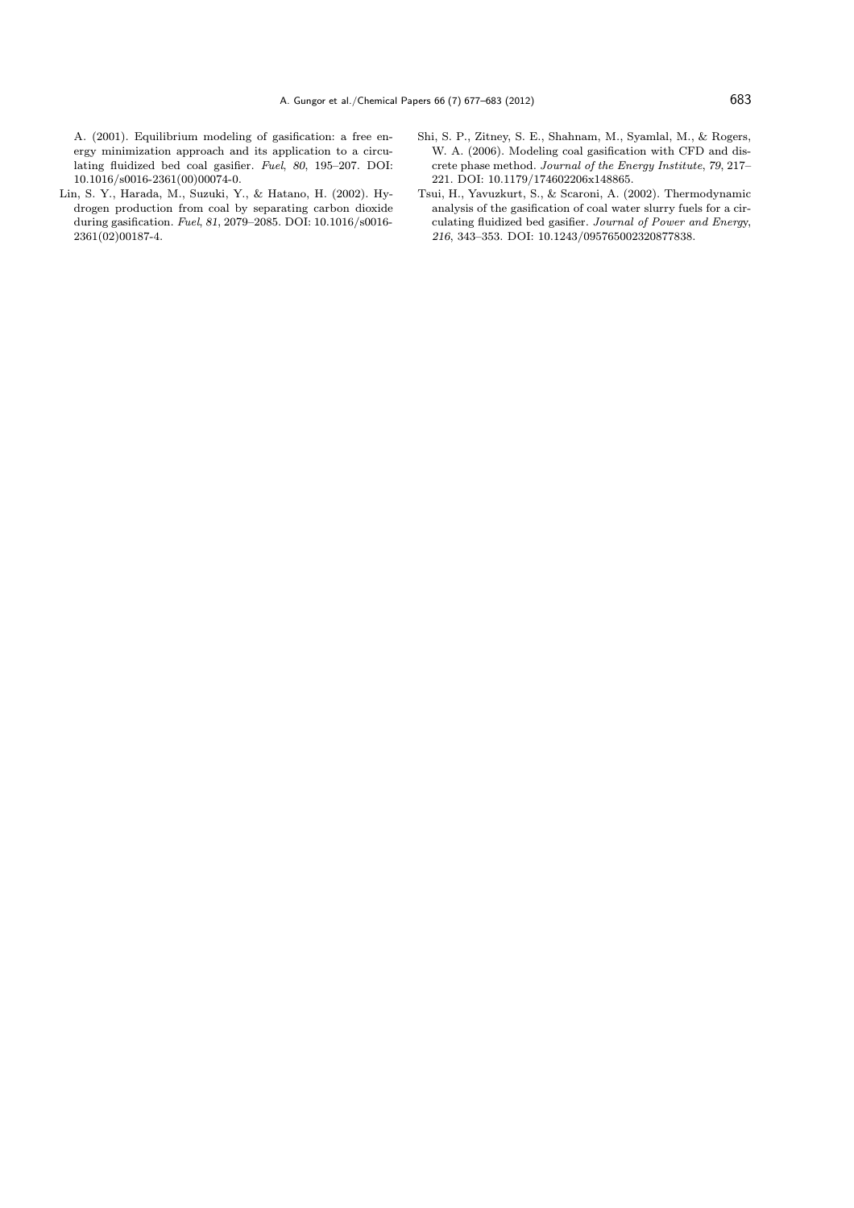A. (2001). Equilibrium modeling of gasification: a free energy minimization approach and its application to a circulating fluidized bed coal gasifier. *Fuel*, *80*, 195–207. DOI: 10.1016/s0016-2361(00)00074-0.

Lin, S. Y., Harada, M., Suzuki, Y., & Hatano, H. (2002). Hydrogen production from coal by separating carbon dioxide during gasification. *Fuel*, *81*, 2079–2085. DOI: 10.1016/s0016-2361(02)00187-4.

Shi, S. P., Zitney, S. E., Shahnam, M., Syamlal, M., & Rogers, W. A. (2006). Modeling coal gasification with CFD and discrete phase method. *Journal of the Energy Institute*, *79*, 217–221. DOI: 10.1179/174602206x148865.

Tsui, H., Yavuzkurt, S., & Scaroni, A. (2002). Thermodynamic analysis of the gasification of coal water slurry fuels for a circulating fluidized bed gasifier. *Journal of Power and Energy*, *216*, 343–353. DOI: 10.1243/095765002320877838.